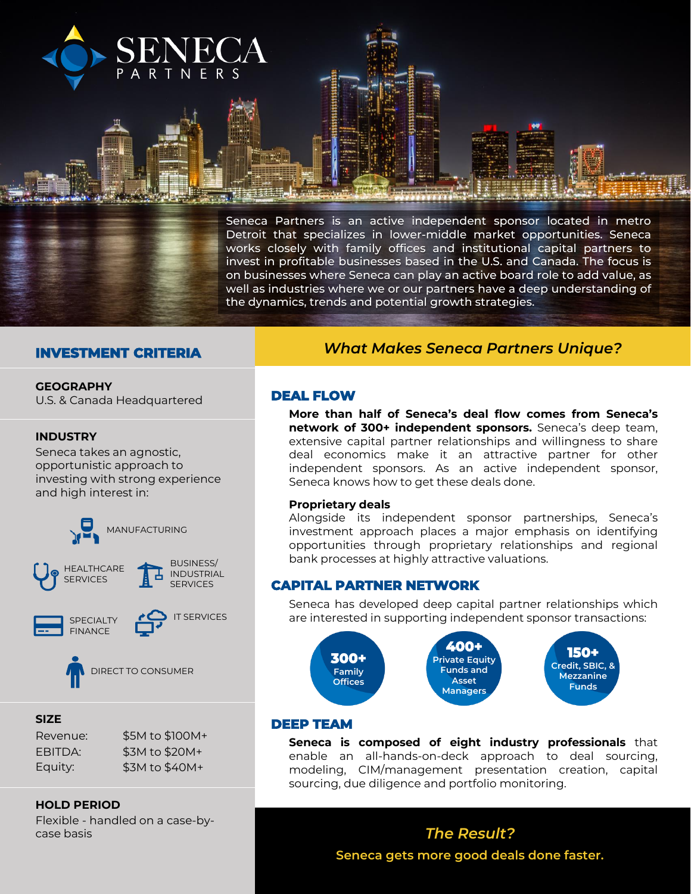# SENECA PARTNERS

Seneca Partners is an active independent sponsor located in metro Detroit that specializes in lower-middle market opportunities. Seneca works closely with family offices and institutional capital partners to invest in profitable businesses based in the U.S. and Canada. The focus is on businesses where Seneca can play an active board role to add value, as well as industries where we or our partners have a deep understanding of the dynamics, trends and potential growth strategies.

## INVESTMENT CRITERIA

### GEOGRAPHY

U.S. & Canada Headquartered

### INDUSTRY

Seneca takes an agnostic, opportunistic approach to investing with strong experience and high interest in:

- MANUFACTURING
- HEALTHCARE SERVICES
- BUSINESS/ INDUSTRIAL SERVICES
- SPECIALTY FINANCE
- IT SERVICES
- DIRECT TO CONSUMER

### SIZE

| | |
|---|---|
| Revenue: | $5M to $100M+ |
| EBITDA: | $3M to $20M+ |
| Equity: | $3M to $40M+ |

### HOLD PERIOD

Flexible - handled on a case-by-case basis

## *What Makes Seneca Partners Unique?*

### DEAL FLOW

**More than half of Seneca's deal flow comes from Seneca's network of 300+ independent sponsors.** Seneca's deep team, extensive capital partner relationships and willingness to share deal economics make it an attractive partner for other independent sponsors. As an active independent sponsor, Seneca knows how to get these deals done.

**Proprietary deals**

Alongside its independent sponsor partnerships, Seneca's investment approach places a major emphasis on identifying opportunities through proprietary relationships and regional bank processes at highly attractive valuations.

### CAPITAL PARTNER NETWORK

Seneca has developed deep capital partner relationships which are interested in supporting independent sponsor transactions:

- **300+** Family Offices
- **400+** Private Equity Funds and Asset Managers
- **150+** Credit, SBIC, & Mezzanine Funds

### DEEP TEAM

**Seneca is composed of eight industry professionals** that enable an all-hands-on-deck approach to deal sourcing, modeling, CIM/management presentation creation, capital sourcing, due diligence and portfolio monitoring.

*The Result?*

**Seneca gets more good deals done faster.**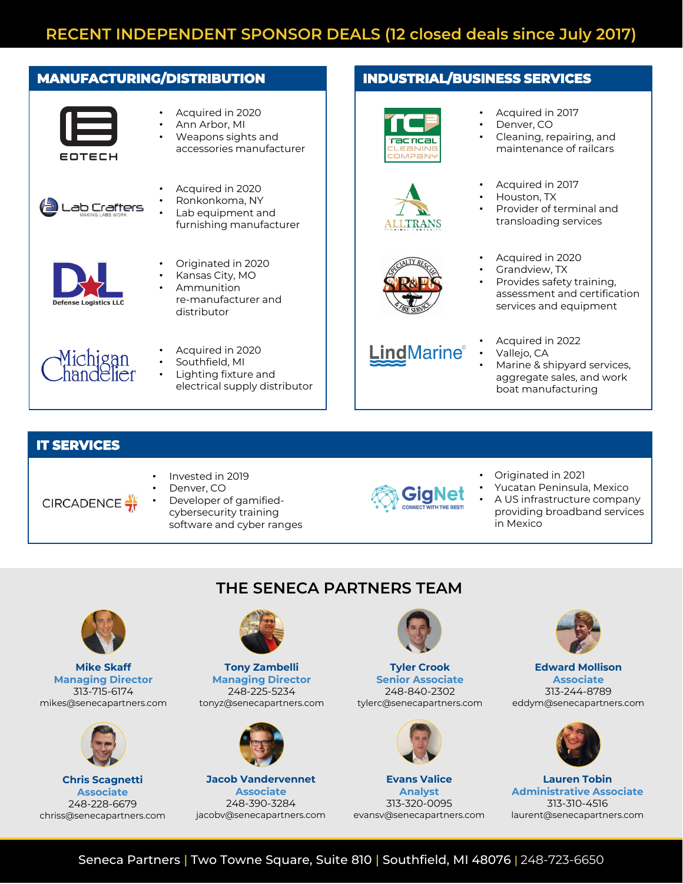# RECENT INDEPENDENT SPONSOR DEALS (12 closed deals since July 2017)

## MANUFACTURING/DISTRIBUTION

**EOTECH**

- Acquired in 2020
- Ann Arbor, MI
- Weapons sights and accessories manufacturer

**Lab Crafters** (MAKING LABS WORK)

- Acquired in 2020
- Ronkonkoma, NY
- Lab equipment and furnishing manufacturer

**Defense Logistics LLC**

- Originated in 2020
- Kansas City, MO
- Ammunition re-manufacturer and distributor

**Michigan Chandelier**

- Acquired in 2020
- Southfield, MI
- Lighting fixture and electrical supply distributor

## INDUSTRIAL/BUSINESS SERVICES

**TCC Tactical Cleaning Company**

- Acquired in 2017
- Denver, CO
- Cleaning, repairing, and maintenance of railcars

**ALLTRANS**

- Acquired in 2017
- Houston, TX
- Provider of terminal and transloading services

**SR&FS Specialty Rescue & Fire Service**

- Acquired in 2020
- Grandview, TX
- Provides safety training, assessment and certification services and equipment

**LindMarine**

- Acquired in 2022
- Vallejo, CA
- Marine & shipyard services, aggregate sales, and work boat manufacturing

## IT SERVICES

**CIRCADENCE**

- Invested in 2019
- Denver, CO
- Developer of gamified-cybersecurity training software and cyber ranges

**GigNet** (CONNECT WITH THE BEST!)

- Originated in 2021
- Yucatan Peninsula, Mexico
- A US infrastructure company providing broadband services in Mexico

## THE SENECA PARTNERS TEAM

**Mike Skaff**
Managing Director
313-715-6174
mikes@senecapartners.com

**Tony Zambelli**
Managing Director
248-225-5234
tonyz@senecapartners.com

**Tyler Crook**
Senior Associate
248-840-2302
tylerc@senecapartners.com

**Edward Mollison**
Associate
313-244-8789
eddym@senecapartners.com

**Chris Scagnetti**
Associate
248-228-6679
chriss@senecapartners.com

**Jacob Vandervennet**
Associate
248-390-3284
jacobv@senecapartners.com

**Evans Valice**
Analyst
313-320-0095
evansv@senecapartners.com

**Lauren Tobin**
Administrative Associate
313-310-4516
laurent@senecapartners.com

Seneca Partners | Two Towne Square, Suite 810 | Southfield, MI 48076 | 248-723-6650